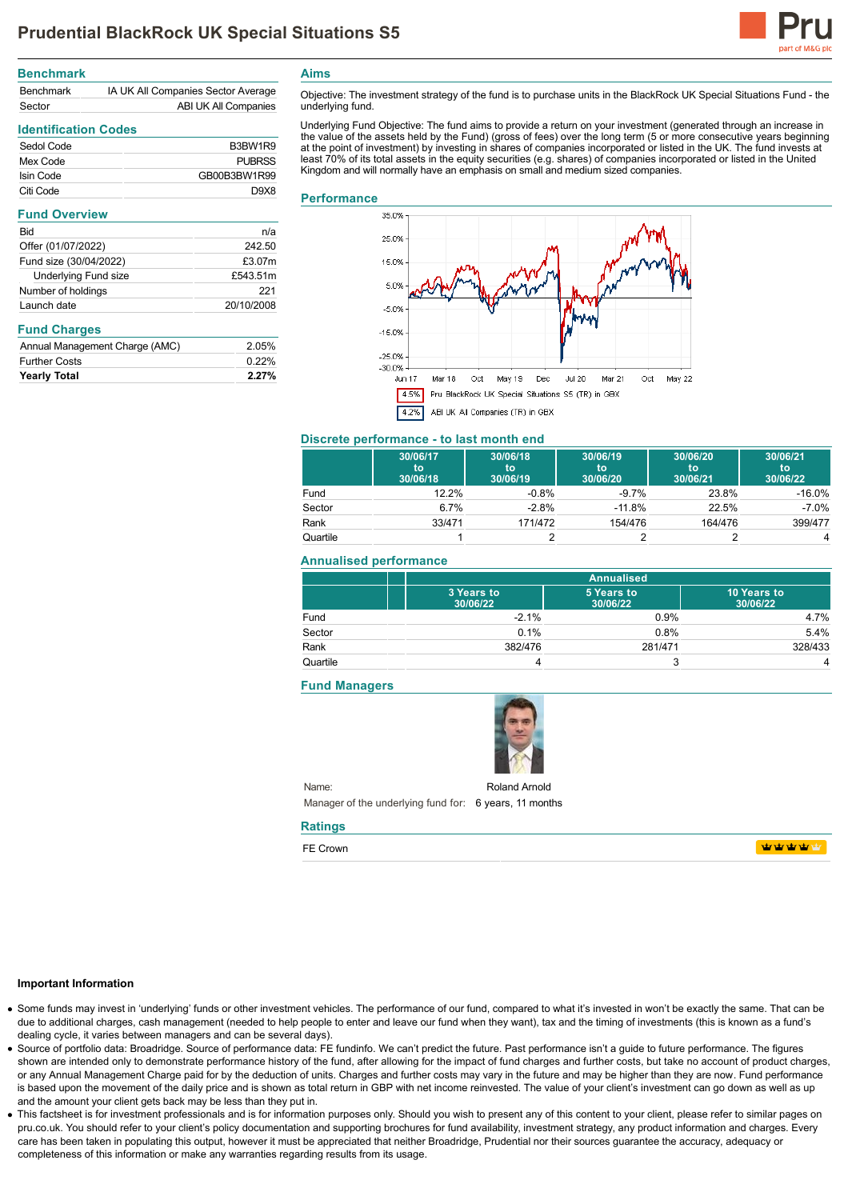# Prudential BlackRock UK Special Situations S5

## Benchmark

| | |
|---|---|
| Benchmark | IA UK All Companies Sector Average |
| Sector | ABI UK All Companies |

## Identification Codes

| | |
|---|---|
| Sedol Code | B3BW1R9 |
| Mex Code | PUBRSS |
| Isin Code | GB00B3BW1R99 |
| Citi Code | D9X8 |

## Fund Overview

| | |
|---|---|
| Bid | n/a |
| Offer (01/07/2022) | 242.50 |
| Fund size (30/04/2022) | £3.07m |
| Underlying Fund size | £543.51m |
| Number of holdings | 221 |
| Launch date | 20/10/2008 |

## Fund Charges

| | |
|---|---|
| Annual Management Charge (AMC) | 2.05% |
| Further Costs | 0.22% |
| **Yearly Total** | **2.27%** |

## Aims

Objective: The investment strategy of the fund is to purchase units in the BlackRock UK Special Situations Fund - the underlying fund.

Underlying Fund Objective: The fund aims to provide a return on your investment (generated through an increase in the value of the assets held by the Fund) (gross of fees) over the long term (5 or more consecutive years beginning at the point of investment) by investing in shares of companies incorporated or listed in the UK. The fund invests at least 70% of its total assets in the equity securities (e.g. shares) of companies incorporated or listed in the United Kingdom and will normally have an emphasis on small and medium sized companies.

## Performance

4.5% Pru BlackRock UK Special Situations S5 (TR) in GBX

4.2% ABI UK All Companies (TR) in GBX

## Discrete performance - to last month end

| | 30/06/17 to 30/06/18 | 30/06/18 to 30/06/19 | 30/06/19 to 30/06/20 | 30/06/20 to 30/06/21 | 30/06/21 to 30/06/22 |
|---|---|---|---|---|---|
| Fund | 12.2% | -0.8% | -9.7% | 23.8% | -16.0% |
| Sector | 6.7% | -2.8% | -11.8% | 22.5% | -7.0% |
| Rank | 33/471 | 171/472 | 154/476 | 164/476 | 399/477 |
| Quartile | 1 | 2 | 2 | 2 | 4 |

## Annualised performance

| | Annualised | | |
|---|---|---|---|
| | 3 Years to 30/06/22 | 5 Years to 30/06/22 | 10 Years to 30/06/22 |
| Fund | -2.1% | 0.9% | 4.7% |
| Sector | 0.1% | 0.8% | 5.4% |
| Rank | 382/476 | 281/471 | 328/433 |
| Quartile | 4 | 3 | 4 |

## Fund Managers

Name: Roland Arnold

Manager of the underlying fund for: 6 years, 11 months

## Ratings

FE Crown

### Important Information

- Some funds may invest in 'underlying' funds or other investment vehicles. The performance of our fund, compared to what it's invested in won't be exactly the same. That can be due to additional charges, cash management (needed to help people to enter and leave our fund when they want), tax and the timing of investments (this is known as a fund's dealing cycle, it varies between managers and can be several days).
- Source of portfolio data: Broadridge. Source of performance data: FE fundinfo. We can't predict the future. Past performance isn't a guide to future performance. The figures shown are intended only to demonstrate performance history of the fund, after allowing for the impact of fund charges and further costs, but take no account of product charges, or any Annual Management Charge paid for by the deduction of units. Charges and further costs may vary in the future and may be higher than they are now. Fund performance is based upon the movement of the daily price and is shown as total return in GBP with net income reinvested. The value of your client's investment can go down as well as up and the amount your client gets back may be less than they put in.
- This factsheet is for investment professionals and is for information purposes only. Should you wish to present any of this content to your client, please refer to similar pages on pru.co.uk. You should refer to your client's policy documentation and supporting brochures for fund availability, investment strategy, any product information and charges. Every care has been taken in populating this output, however it must be appreciated that neither Broadridge, Prudential nor their sources guarantee the accuracy, adequacy or completeness of this information or make any warranties regarding results from its usage.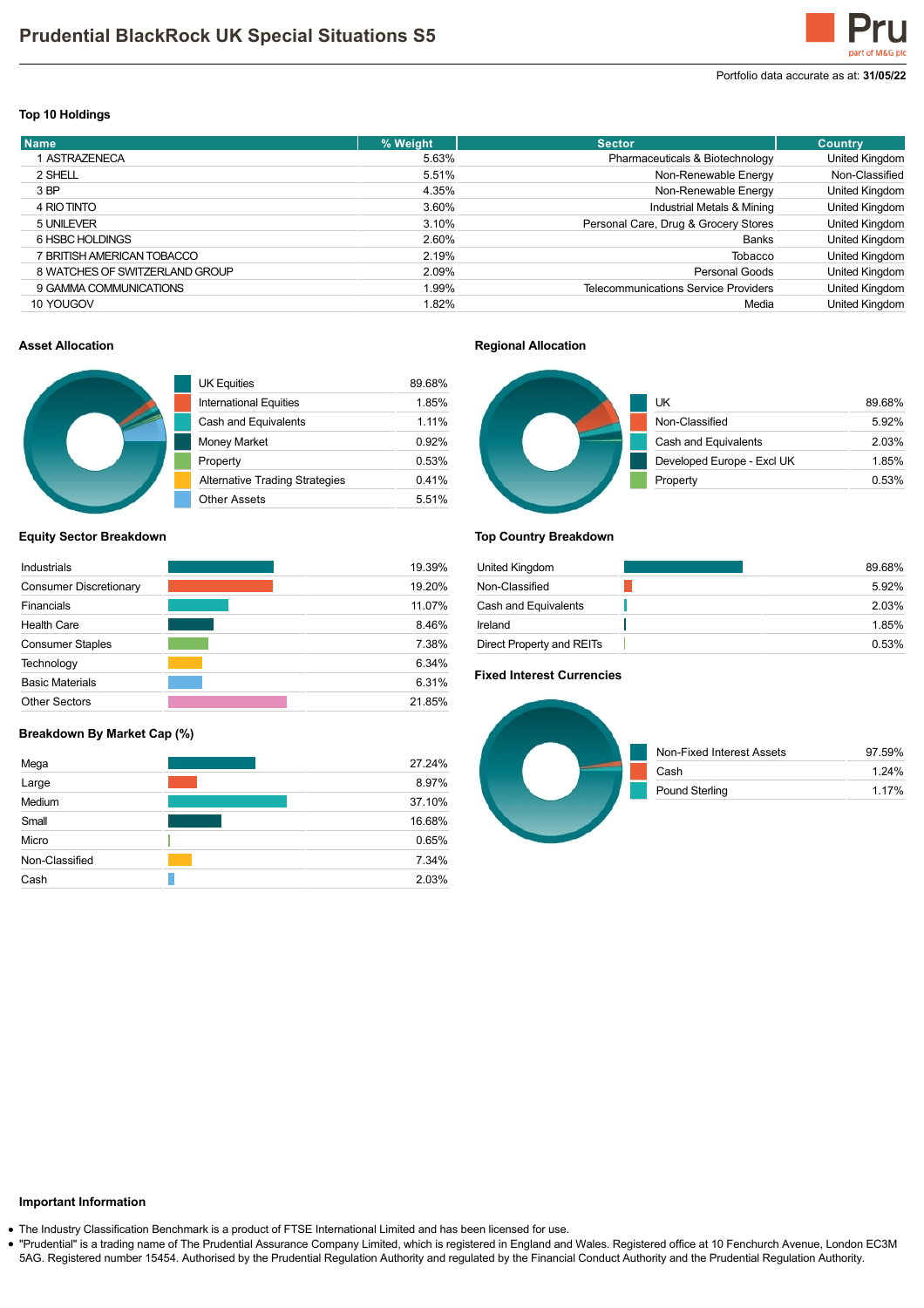# Prudential BlackRock UK Special Situations S5

Portfolio data accurate as at: **31/05/22**

## Top 10 Holdings

| Name | % Weight | Sector | Country |
|---|---|---|---|
| 1 ASTRAZENECA | 5.63% | Pharmaceuticals & Biotechnology | United Kingdom |
| 2 SHELL | 5.51% | Non-Renewable Energy | Non-Classified |
| 3 BP | 4.35% | Non-Renewable Energy | United Kingdom |
| 4 RIO TINTO | 3.60% | Industrial Metals & Mining | United Kingdom |
| 5 UNILEVER | 3.10% | Personal Care, Drug & Grocery Stores | United Kingdom |
| 6 HSBC HOLDINGS | 2.60% | Banks | United Kingdom |
| 7 BRITISH AMERICAN TOBACCO | 2.19% | Tobacco | United Kingdom |
| 8 WATCHES OF SWITZERLAND GROUP | 2.09% | Personal Goods | United Kingdom |
| 9 GAMMA COMMUNICATIONS | 1.99% | Telecommunications Service Providers | United Kingdom |
| 10 YOUGOV | 1.82% | Media | United Kingdom |

## Asset Allocation

UK Equities 89.68%
International Equities 1.85%
Cash and Equivalents 1.11%
Money Market 0.92%
Property 0.53%
Alternative Trading Strategies 0.41%
Other Assets 5.51%

## Regional Allocation

UK 89.68%
Non-Classified 5.92%
Cash and Equivalents 2.03%
Developed Europe - Excl UK 1.85%
Property 0.53%

## Equity Sector Breakdown

Industrials 19.39%
Consumer Discretionary 19.20%
Financials 11.07%
Health Care 8.46%
Consumer Staples 7.38%
Technology 6.34%
Basic Materials 6.31%
Other Sectors 21.85%

## Top Country Breakdown

United Kingdom 89.68%
Non-Classified 5.92%
Cash and Equivalents 2.03%
Ireland 1.85%
Direct Property and REITs 0.53%

## Breakdown By Market Cap (%)

Mega 27.24%
Large 8.97%
Medium 37.10%
Small 16.68%
Micro 0.65%
Non-Classified 7.34%
Cash 2.03%

## Fixed Interest Currencies

Non-Fixed Interest Assets 97.59%
Cash 1.24%
Pound Sterling 1.17%

## Important Information

- The Industry Classification Benchmark is a product of FTSE International Limited and has been licensed for use.
- "Prudential" is a trading name of The Prudential Assurance Company Limited, which is registered in England and Wales. Registered office at 10 Fenchurch Avenue, London EC3M 5AG. Registered number 15454. Authorised by the Prudential Regulation Authority and regulated by the Financial Conduct Authority and the Prudential Regulation Authority.